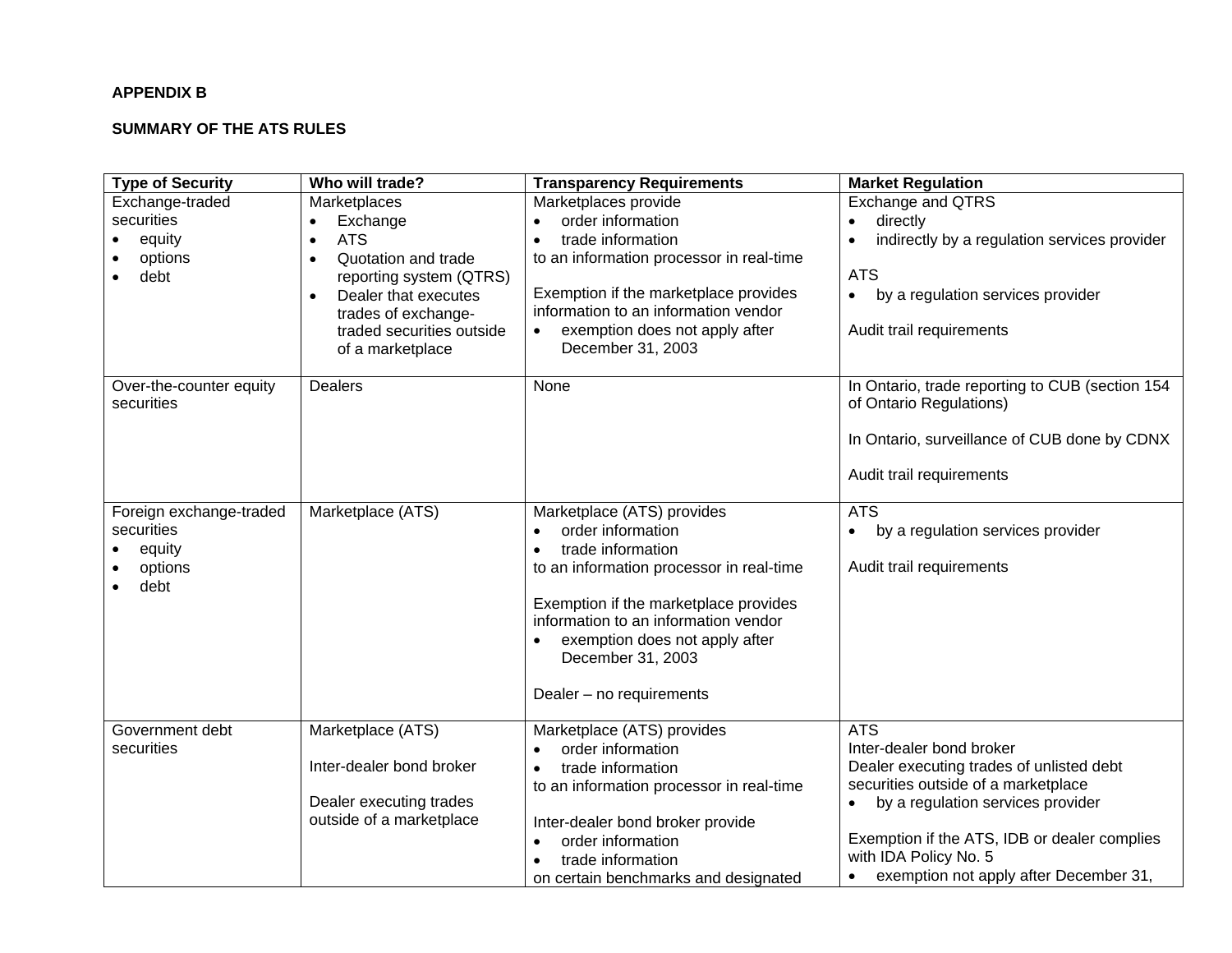**APPENDIX B**

**SUMMARY OF THE ATS RULES**

| Type of Security | Who will trade? | Transparency Requirements | Market Regulation |
|---|---|---|---|
| Exchange-traded securities<br>• equity<br>• options<br>• debt | Marketplaces<br>• Exchange<br>• ATS<br>• Quotation and trade reporting system (QTRS)<br>• Dealer that executes trades of exchange-traded securities outside of a marketplace | Marketplaces provide<br>• order information<br>• trade information<br>to an information processor in real-time<br><br>Exemption if the marketplace provides information to an information vendor<br>• exemption does not apply after December 31, 2003 | Exchange and QTRS<br>• directly<br>• indirectly by a regulation services provider<br><br>ATS<br>• by a regulation services provider<br><br>Audit trail requirements |
| Over-the-counter equity securities | Dealers | None | In Ontario, trade reporting to CUB (section 154 of Ontario Regulations)<br><br>In Ontario, surveillance of CUB done by CDNX<br><br>Audit trail requirements |
| Foreign exchange-traded securities<br>• equity<br>• options<br>• debt | Marketplace (ATS) | Marketplace (ATS) provides<br>• order information<br>• trade information<br>to an information processor in real-time<br><br>Exemption if the marketplace provides information to an information vendor<br>• exemption does not apply after December 31, 2003<br><br>Dealer – no requirements | ATS<br>• by a regulation services provider<br><br>Audit trail requirements |
| Government debt securities | Marketplace (ATS)<br><br>Inter-dealer bond broker<br><br>Dealer executing trades outside of a marketplace | Marketplace (ATS) provides<br>• order information<br>• trade information<br>to an information processor in real-time<br><br>Inter-dealer bond broker provide<br>• order information<br>• trade information<br>on certain benchmarks and designated | ATS<br>Inter-dealer bond broker<br>Dealer executing trades of unlisted debt securities outside of a marketplace<br>• by a regulation services provider<br><br>Exemption if the ATS, IDB or dealer complies with IDA Policy No. 5<br>• exemption not apply after December 31, |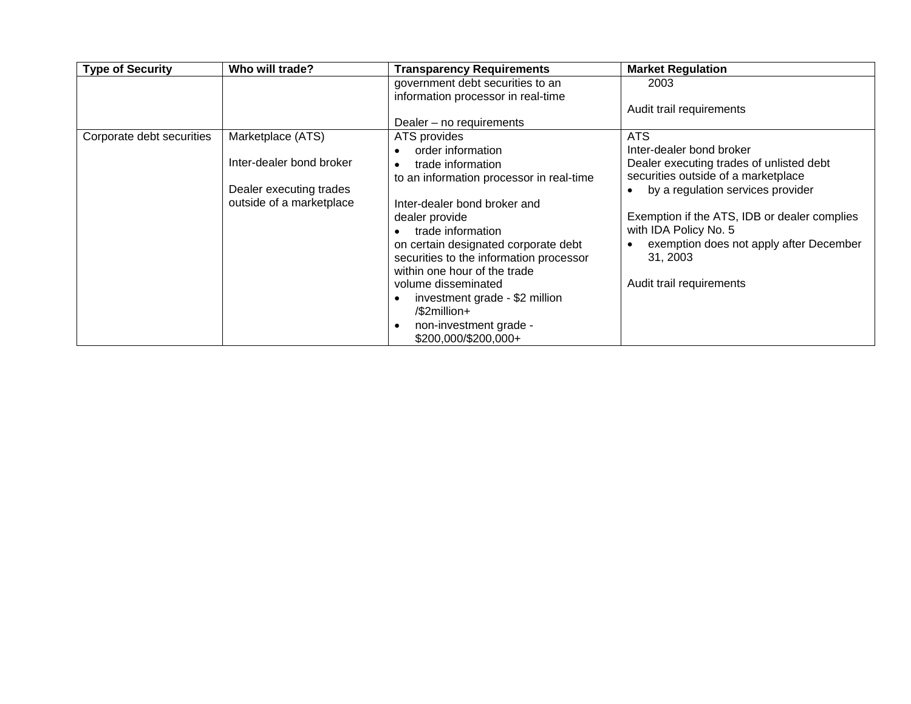| Type of Security | Who will trade? | Transparency Requirements | Market Regulation |
|---|---|---|---|
| | | government debt securities to an information processor in real-time<br><br>Dealer – no requirements | 2003<br><br>Audit trail requirements |
| Corporate debt securities | Marketplace (ATS)<br><br>Inter-dealer bond broker<br><br>Dealer executing trades outside of a marketplace | ATS provides<br>• order information<br>• trade information<br>to an information processor in real-time<br><br>Inter-dealer bond broker and dealer provide<br>• trade information<br>on certain designated corporate debt securities to the information processor within one hour of the trade<br>volume disseminated<br>• investment grade - $2 million /$2million+<br>• non-investment grade - $200,000/$200,000+ | ATS<br>Inter-dealer bond broker<br>Dealer executing trades of unlisted debt securities outside of a marketplace<br>• by a regulation services provider<br><br>Exemption if the ATS, IDB or dealer complies with IDA Policy No. 5<br>• exemption does not apply after December 31, 2003<br><br>Audit trail requirements |